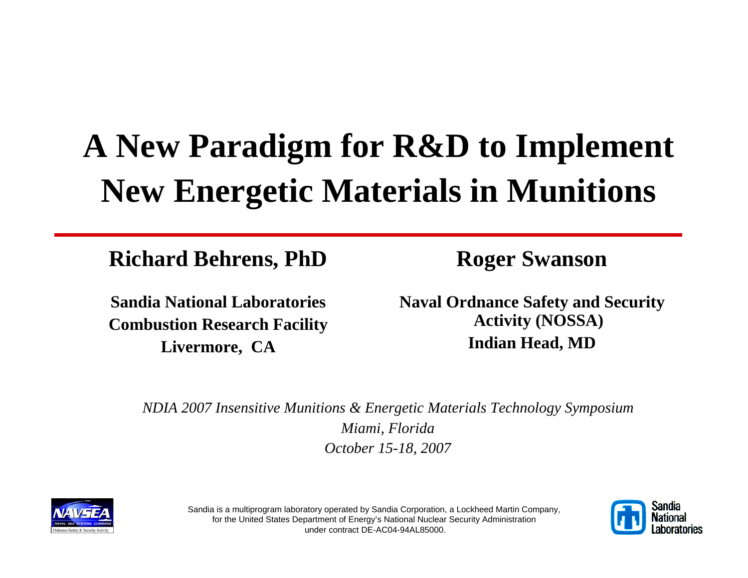# A New Paradigm for R&D to Implement New Energetic Materials in Munitions

**Richard Behrens, PhD**

**Sandia National Laboratories**
**Combustion Research Facility**
**Livermore, CA**

**Roger Swanson**

**Naval Ordnance Safety and Security Activity (NOSSA)**
**Indian Head, MD**

*NDIA 2007 Insensitive Munitions & Energetic Materials Technology Symposium*
*Miami, Florida*
*October 15-18, 2007*

Sandia is a multiprogram laboratory operated by Sandia Corporation, a Lockheed Martin Company, for the United States Department of Energy's National Nuclear Security Administration under contract DE-AC04-94AL85000.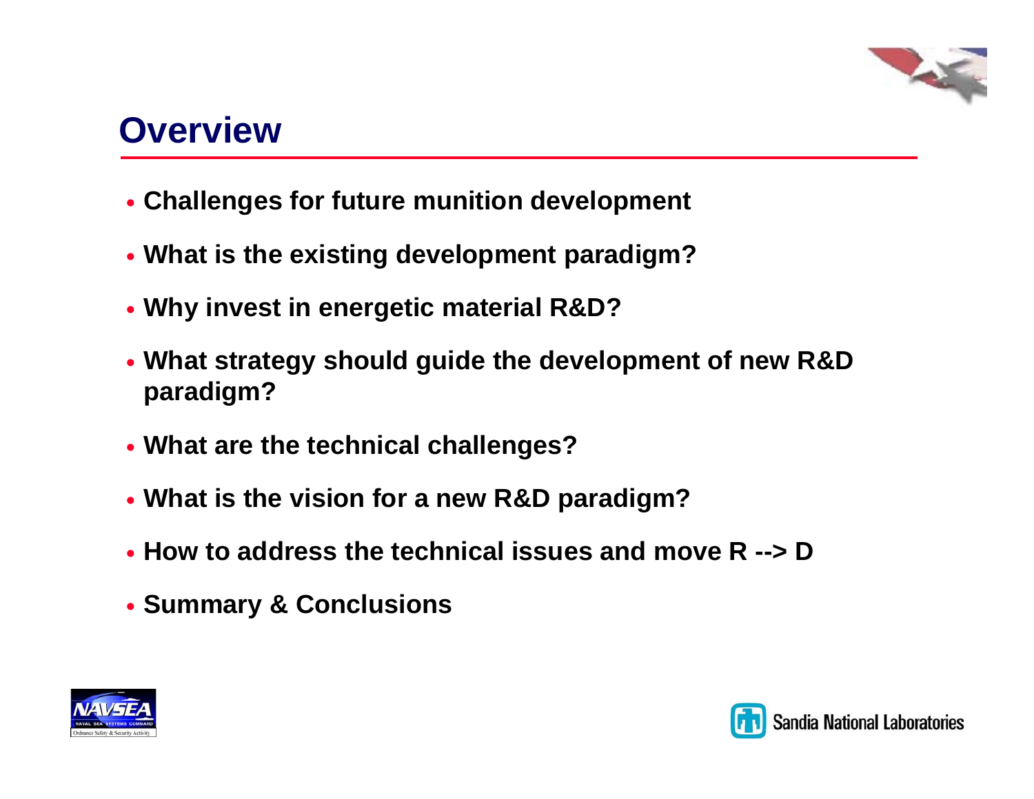# Overview

- Challenges for future munition development
- What is the existing development paradigm?
- Why invest in energetic material R&D?
- What strategy should guide the development of new R&D paradigm?
- What are the technical challenges?
- What is the vision for a new R&D paradigm?
- How to address the technical issues and move R --> D
- Summary & Conclusions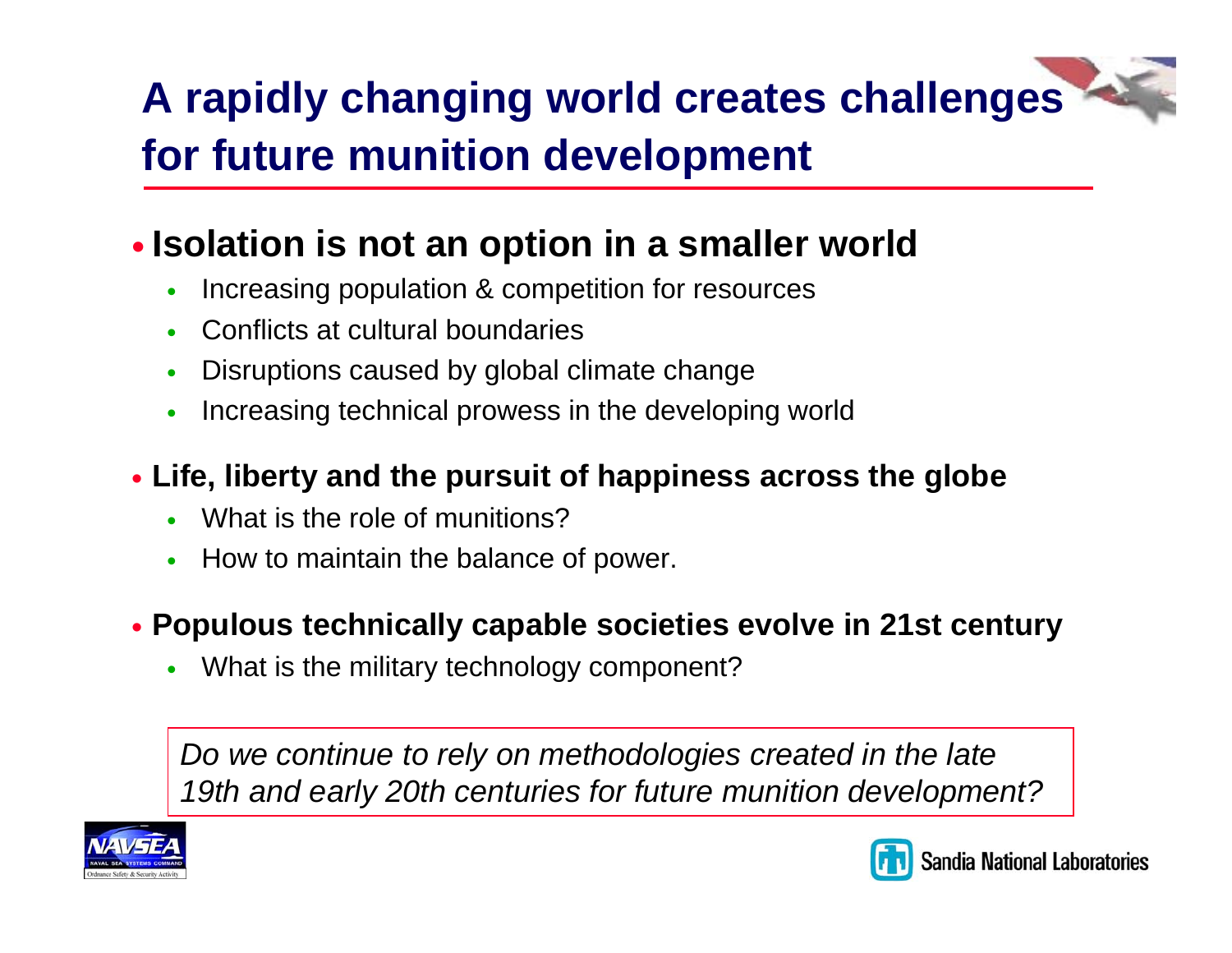# A rapidly changing world creates challenges for future munition development

- **Isolation is not an option in a smaller world**
  - Increasing population & competition for resources
  - Conflicts at cultural boundaries
  - Disruptions caused by global climate change
  - Increasing technical prowess in the developing world
- **Life, liberty and the pursuit of happiness across the globe**
  - What is the role of munitions?
  - How to maintain the balance of power.
- **Populous technically capable societies evolve in 21st century**
  - What is the military technology component?

*Do we continue to rely on methodologies created in the late 19th and early 20th centuries for future munition development?*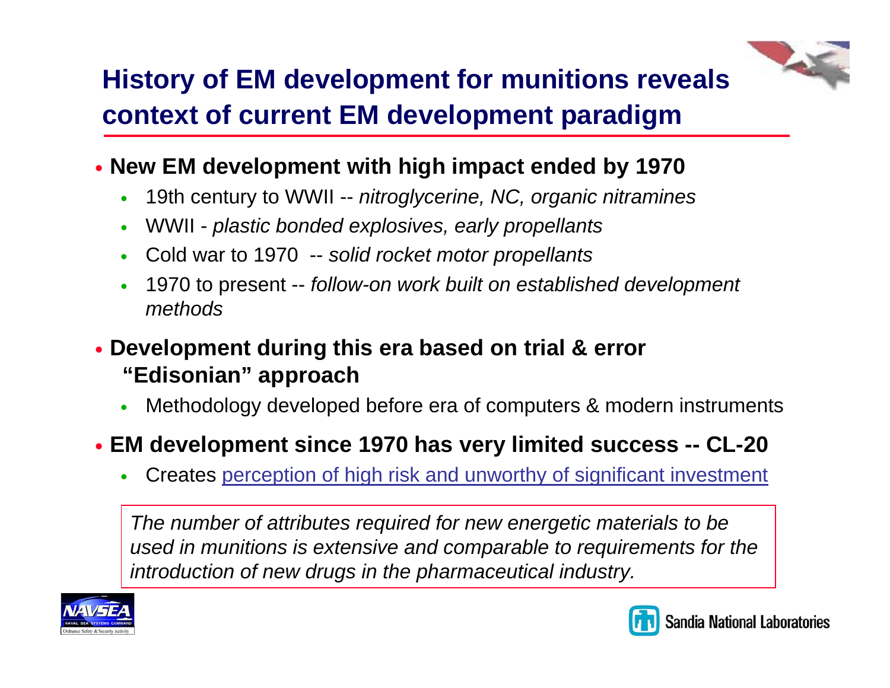# History of EM development for munitions reveals context of current EM development paradigm

- **New EM development with high impact ended by 1970**
  - 19th century to WWII -- *nitroglycerine, NC, organic nitramines*
  - WWII - *plastic bonded explosives, early propellants*
  - Cold war to 1970 -- *solid rocket motor propellants*
  - 1970 to present -- *follow-on work built on established development methods*
- **Development during this era based on trial & error "Edisonian" approach**
  - Methodology developed before era of computers & modern instruments
- **EM development since 1970 has very limited success -- CL-20**
  - Creates perception of high risk and unworthy of significant investment

*The number of attributes required for new energetic materials to be used in munitions is extensive and comparable to requirements for the introduction of new drugs in the pharmaceutical industry.*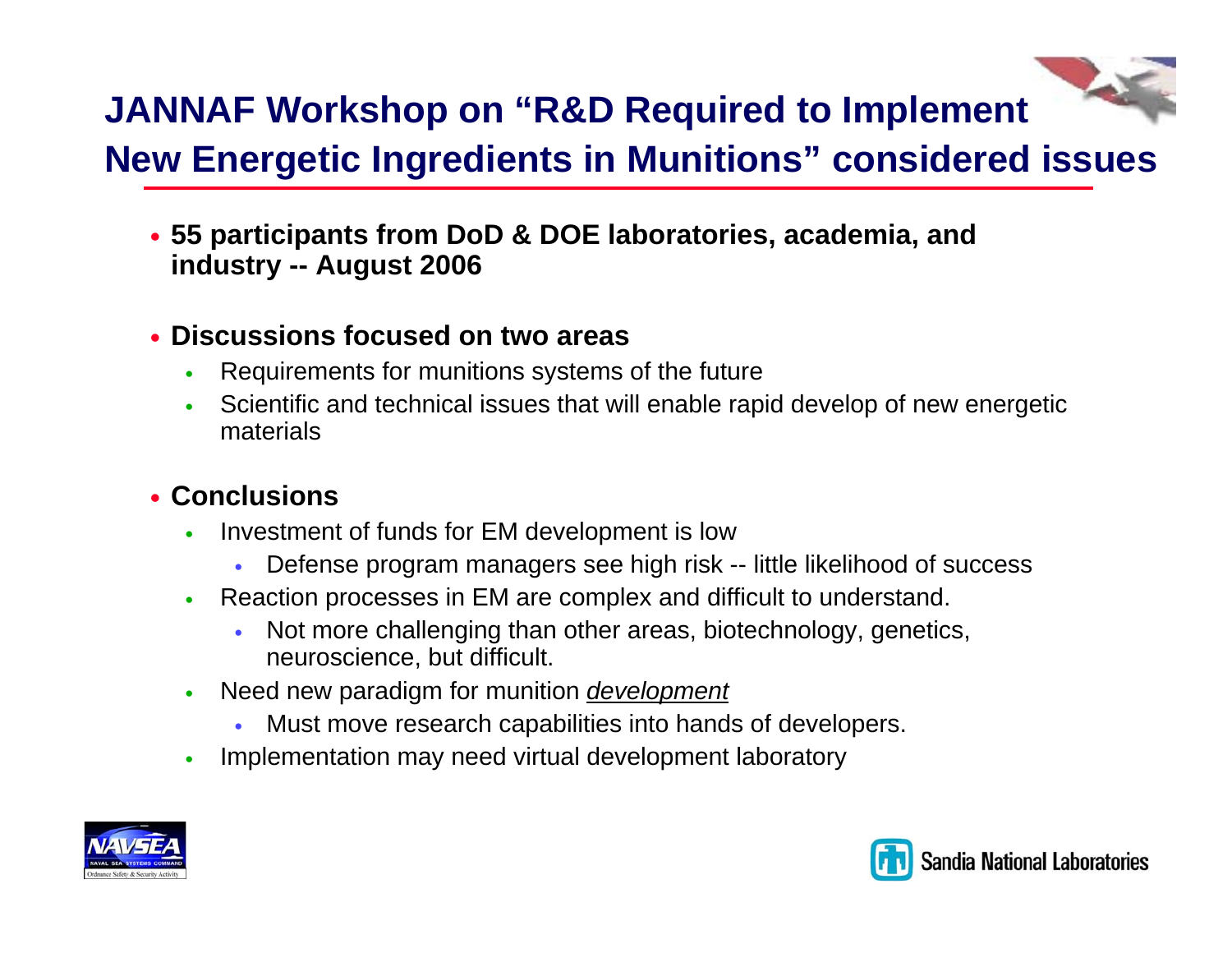# JANNAF Workshop on "R&D Required to Implement New Energetic Ingredients in Munitions" considered issues

- **55 participants from DoD & DOE laboratories, academia, and industry -- August 2006**
- **Discussions focused on two areas**
  - Requirements for munitions systems of the future
  - Scientific and technical issues that will enable rapid develop of new energetic materials
- **Conclusions**
  - Investment of funds for EM development is low
    - Defense program managers see high risk -- little likelihood of success
  - Reaction processes in EM are complex and difficult to understand.
    - Not more challenging than other areas, biotechnology, genetics, neuroscience, but difficult.
  - Need new paradigm for munition <u>*development*</u>
    - Must move research capabilities into hands of developers.
  - Implementation may need virtual development laboratory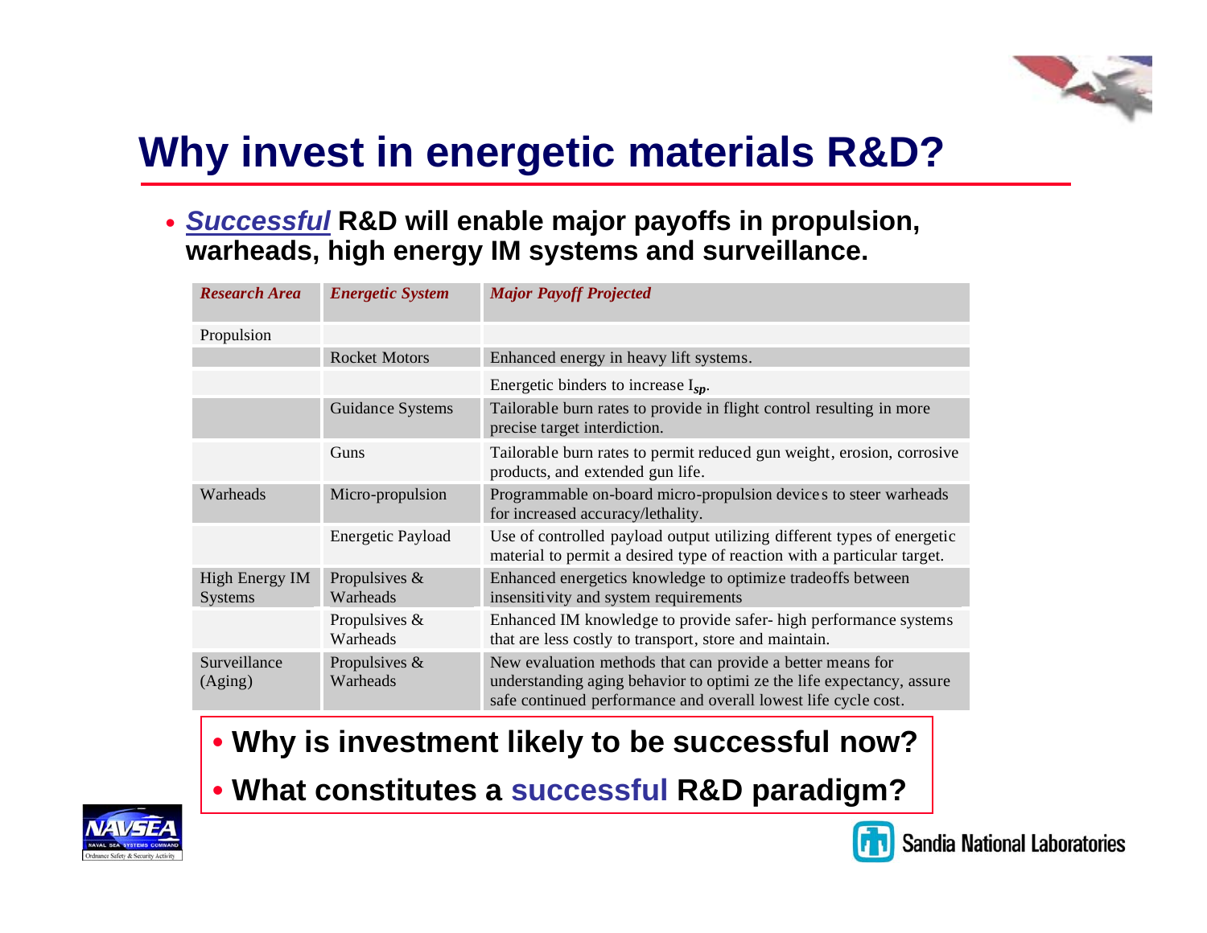# Why invest in energetic materials R&D?

- ***Successful*** **R&D will enable major payoffs in propulsion, warheads, high energy IM systems and surveillance.**

| *Research Area* | *Energetic System* | *Major Payoff Projected* |
|---|---|---|
| Propulsion | | |
| | Rocket Motors | Enhanced energy in heavy lift systems. |
| | | Energetic binders to increase $I_{sp}$. |
| | Guidance Systems | Tailorable burn rates to provide in flight control resulting in more precise target interdiction. |
| | Guns | Tailorable burn rates to permit reduced gun weight, erosion, corrosive products, and extended gun life. |
| Warheads | Micro-propulsion | Programmable on-board micro-propulsion devices to steer warheads for increased accuracy/lethality. |
| | Energetic Payload | Use of controlled payload output utilizing different types of energetic material to permit a desired type of reaction with a particular target. |
| High Energy IM Systems | Propulsives & Warheads | Enhanced energetics knowledge to optimize tradeoffs between insensitivity and system requirements |
| | Propulsives & Warheads | Enhanced IM knowledge to provide safer- high performance systems that are less costly to transport, store and maintain. |
| Surveillance (Aging) | Propulsives & Warheads | New evaluation methods that can provide a better means for understanding aging behavior to optimize the life expectancy, assure safe continued performance and overall lowest life cycle cost. |

- **Why is investment likely to be successful now?**
- **What constitutes a successful R&D paradigm?**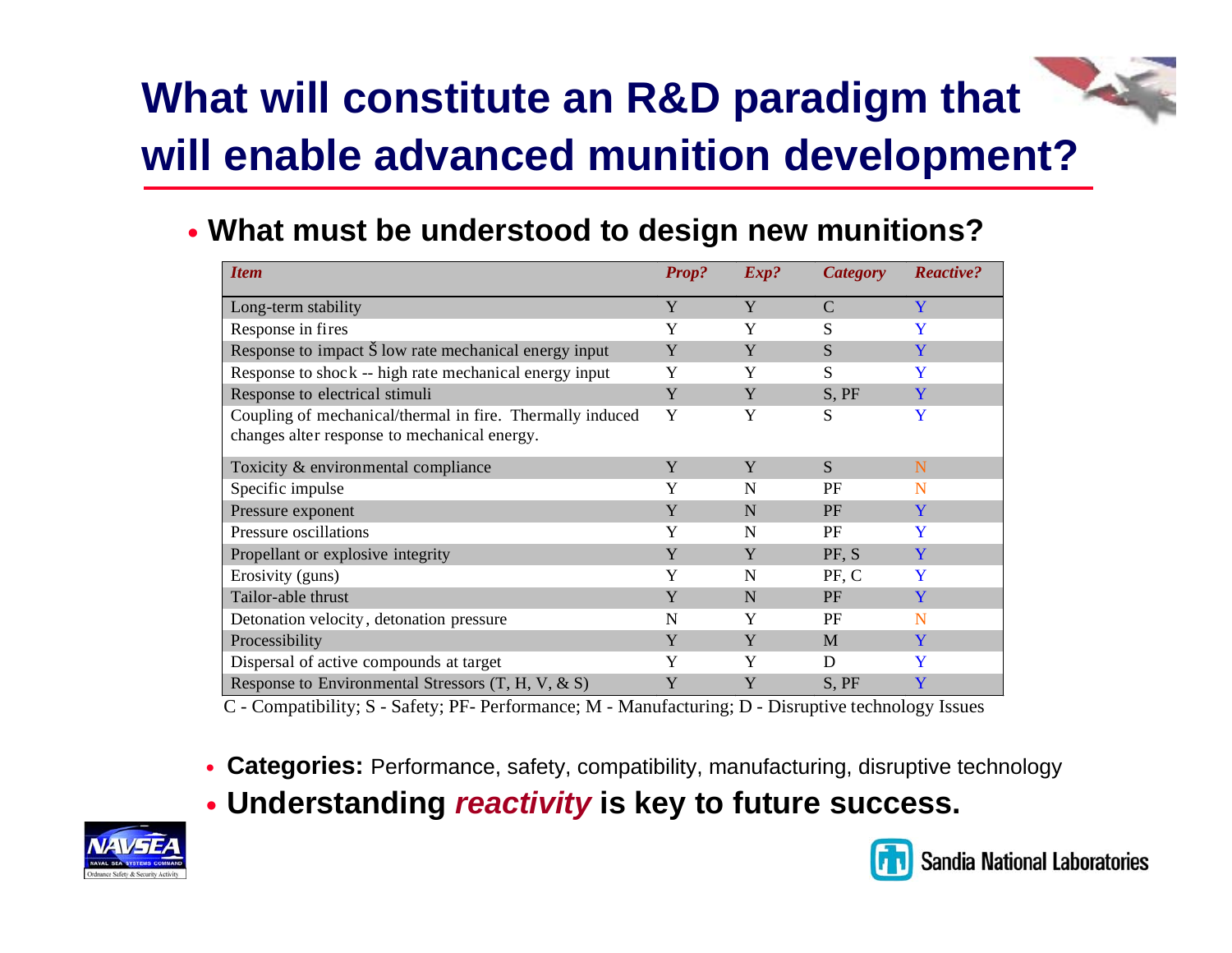# What will constitute an R&D paradigm that will enable advanced munition development?

- **What must be understood to design new munitions?**

| *Item* | *Prop?* | *Exp?* | *Category* | *Reactive?* |
|---|---|---|---|---|
| Long-term stability | Y | Y | C | Y |
| Response in fires | Y | Y | S | Y |
| Response to impact Š low rate mechanical energy input | Y | Y | S | Y |
| Response to shock -- high rate mechanical energy input | Y | Y | S | Y |
| Response to electrical stimuli | Y | Y | S, PF | Y |
| Coupling of mechanical/thermal in fire. Thermally induced changes alter response to mechanical energy. | Y | Y | S | Y |
| Toxicity & environmental compliance | Y | Y | S | N |
| Specific impulse | Y | N | PF | N |
| Pressure exponent | Y | N | PF | Y |
| Pressure oscillations | Y | N | PF | Y |
| Propellant or explosive integrity | Y | Y | PF, S | Y |
| Erosivity (guns) | Y | N | PF, C | Y |
| Tailor-able thrust | Y | N | PF | Y |
| Detonation velocity, detonation pressure | N | Y | PF | N |
| Processibility | Y | Y | M | Y |
| Dispersal of active compounds at target | Y | Y | D | Y |
| Response to Environmental Stressors (T, H, V, & S) | Y | Y | S, PF | Y |

C - Compatibility; S - Safety; PF- Performance; M - Manufacturing; D - Disruptive technology Issues

- **Categories:** Performance, safety, compatibility, manufacturing, disruptive technology
- **Understanding *reactivity* is key to future success.**

NAVSEA Naval Sea Systems Command — Ordnance Safety & Security Activity

Sandia National Laboratories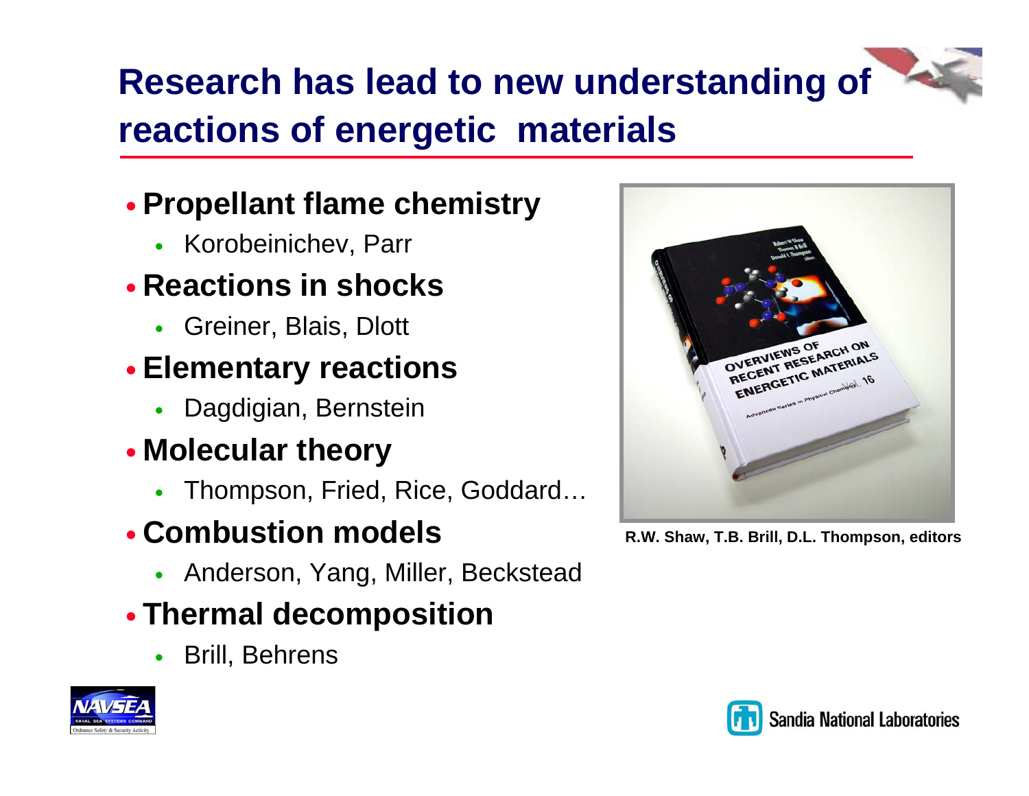# Research has lead to new understanding of reactions of energetic materials

- **Propellant flame chemistry**
  - Korobeinichev, Parr
- **Reactions in shocks**
  - Greiner, Blais, Dlott
- **Elementary reactions**
  - Dagdigian, Bernstein
- **Molecular theory**
  - Thompson, Fried, Rice, Goddard…
- **Combustion models**
  - Anderson, Yang, Miller, Beckstead
- **Thermal decomposition**
  - Brill, Behrens

**R.W. Shaw, T.B. Brill, D.L. Thompson, editors**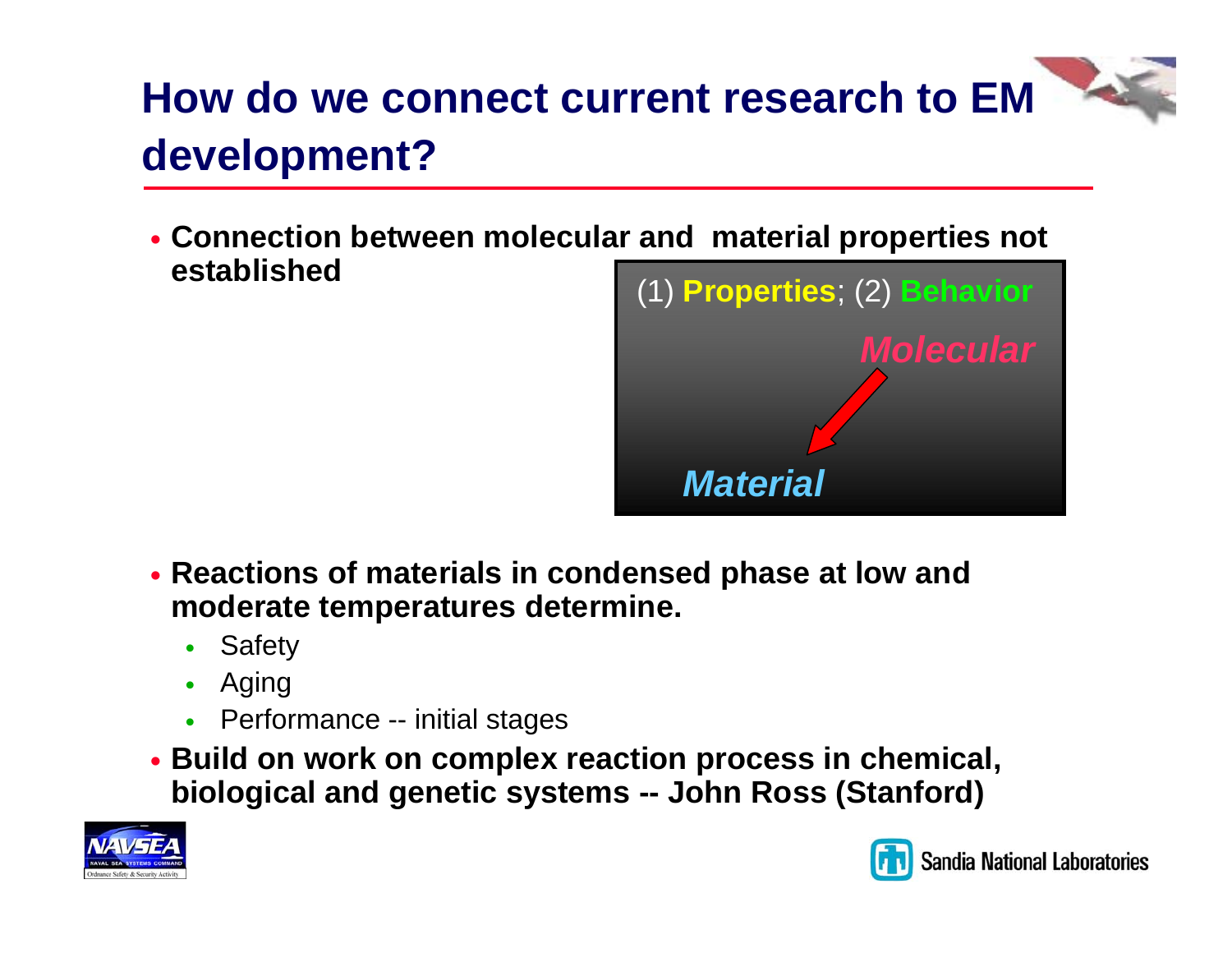# How do we connect current research to EM development?

- **Connection between molecular and material properties not established**

(1) **Properties**; (2) **Behavior**

*Molecular*

*Material*

- **Reactions of materials in condensed phase at low and moderate temperatures determine.**
  - Safety
  - Aging
  - Performance -- initial stages
- **Build on work on complex reaction process in chemical, biological and genetic systems -- John Ross (Stanford)**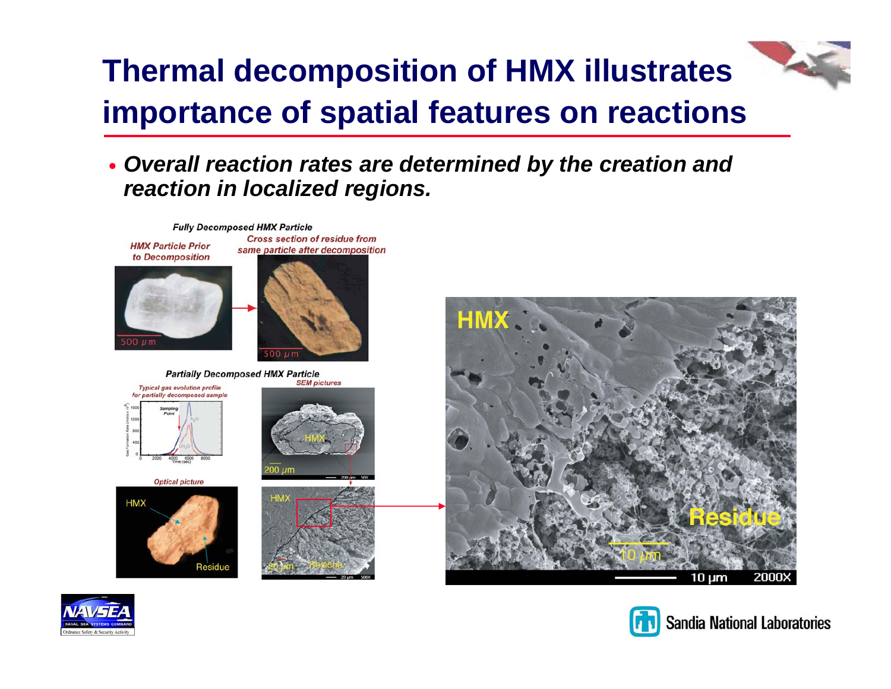# Thermal decomposition of HMX illustrates importance of spatial features on reactions

- ***Overall reaction rates are determined by the creation and reaction in localized regions.***

***Fully Decomposed HMX Particle***

*HMX Particle Prior to Decomposition*

*Cross section of residue from same particle after decomposition*

500 μm

500 μm

***Partially Decomposed HMX Particle***

*Typical gas evolution profile for partially decomposed sample*

*SEM pictures*

*Optical picture*

HMX

Residue

200 μm

HMX

Residue

20 μm

HMX

Residue

10 μm

10 μm 2000X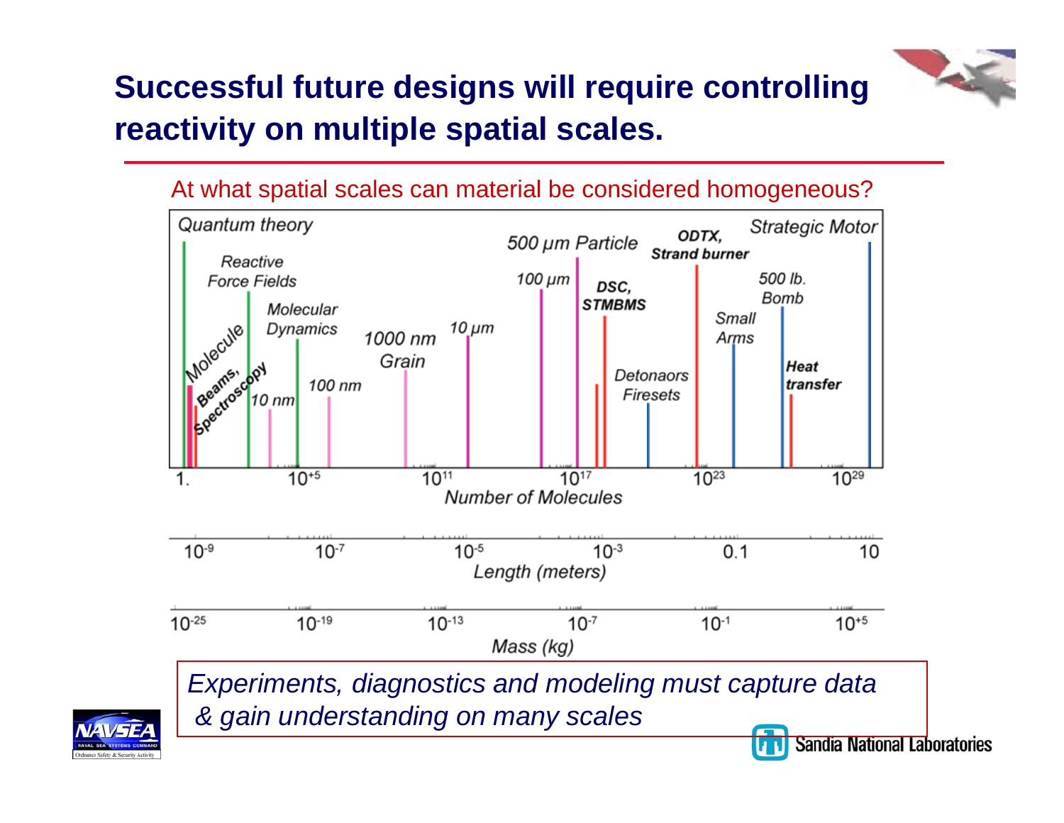# Successful future designs will require controlling reactivity on multiple spatial scales.

At what spatial scales can material be considered homogeneous?

Quantum theory

Reactive Force Fields

Molecular Dynamics

Molecule

Beams, Spectroscopy

10 nm

100 nm

1000 nm Grain

10 μm

100 μm

500 μm Particle

DSC, STMBMS

Detonaors Firesets

ODTX, Strand burner

Small Arms

500 lb. Bomb

Heat transfer

Strategic Motor

1. $10^{+5}$ $10^{11}$ $10^{17}$ $10^{23}$ $10^{29}$

Number of Molecules

$10^{-9}$ $10^{-7}$ $10^{-5}$ $10^{-3}$ 0.1 10

Length (meters)

$10^{-25}$ $10^{-19}$ $10^{-13}$ $10^{-7}$ $10^{-1}$ $10^{+5}$

Mass (kg)

*Experiments, diagnostics and modeling must capture data & gain understanding on many scales*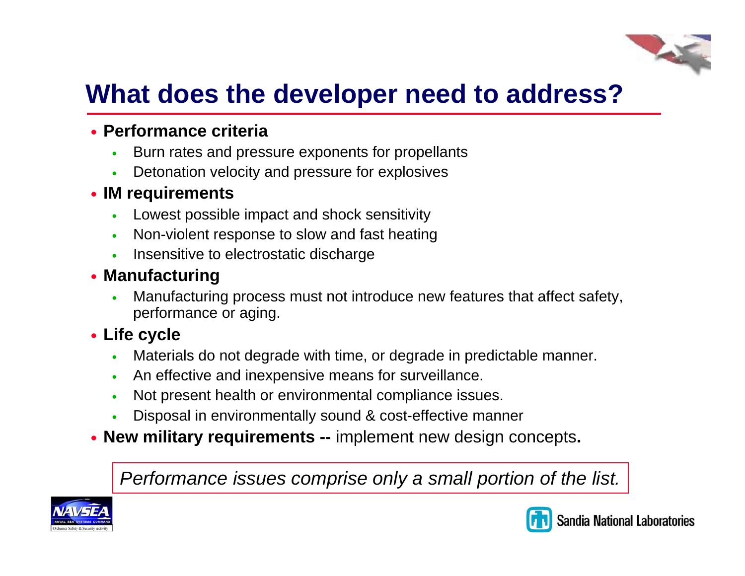# What does the developer need to address?

- **Performance criteria**
  - Burn rates and pressure exponents for propellants
  - Detonation velocity and pressure for explosives
- **IM requirements**
  - Lowest possible impact and shock sensitivity
  - Non-violent response to slow and fast heating
  - Insensitive to electrostatic discharge
- **Manufacturing**
  - Manufacturing process must not introduce new features that affect safety, performance or aging.
- **Life cycle**
  - Materials do not degrade with time, or degrade in predictable manner.
  - An effective and inexpensive means for surveillance.
  - Not present health or environmental compliance issues.
  - Disposal in environmentally sound & cost-effective manner
- **New military requirements --** implement new design concepts**.**

*Performance issues comprise only a small portion of the list.*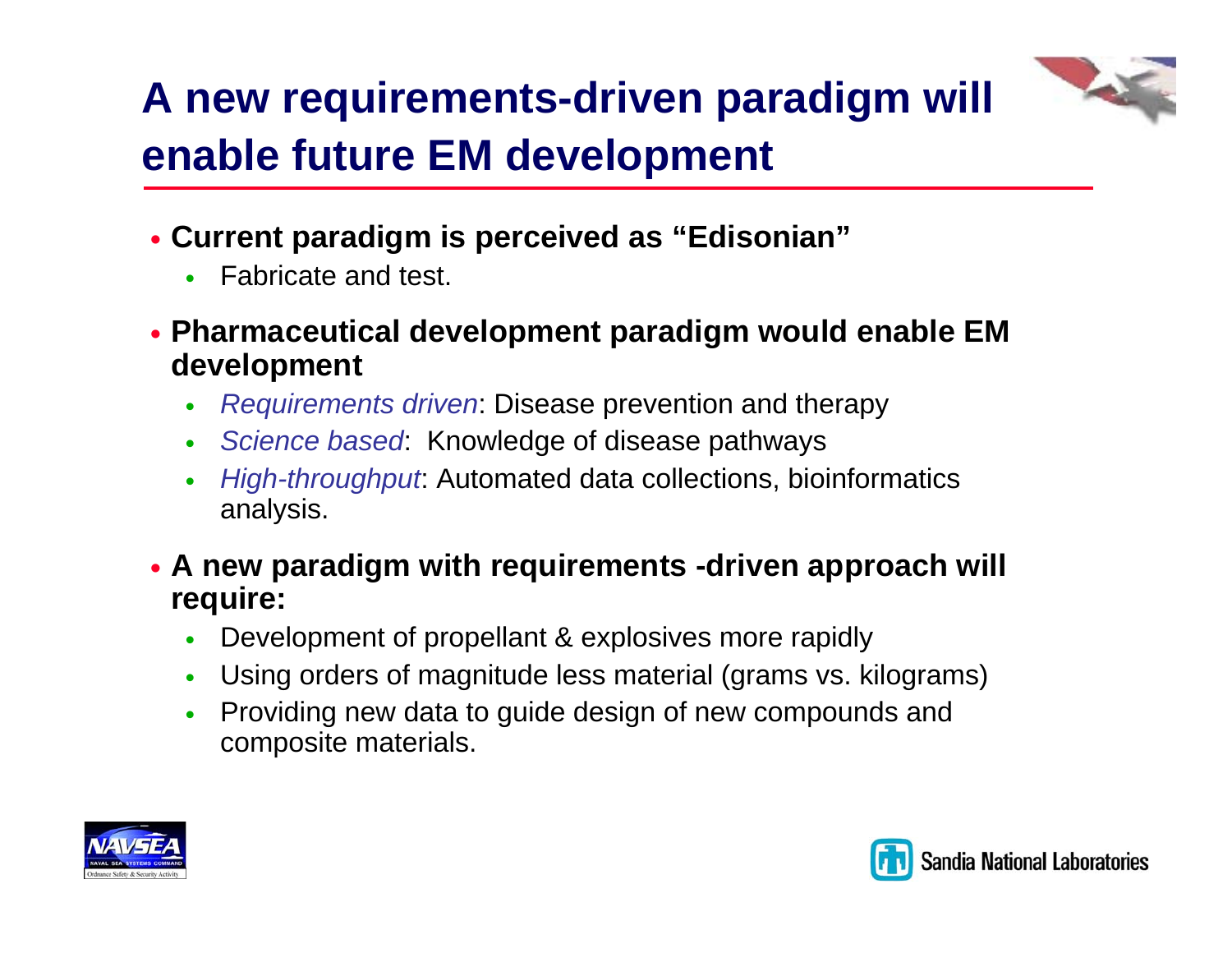# A new requirements-driven paradigm will enable future EM development

- **Current paradigm is perceived as "Edisonian"**
  - Fabricate and test.
- **Pharmaceutical development paradigm would enable EM development**
  - *Requirements driven*: Disease prevention and therapy
  - *Science based*: Knowledge of disease pathways
  - *High-throughput*: Automated data collections, bioinformatics analysis.
- **A new paradigm with requirements -driven approach will require:**
  - Development of propellant & explosives more rapidly
  - Using orders of magnitude less material (grams vs. kilograms)
  - Providing new data to guide design of new compounds and composite materials.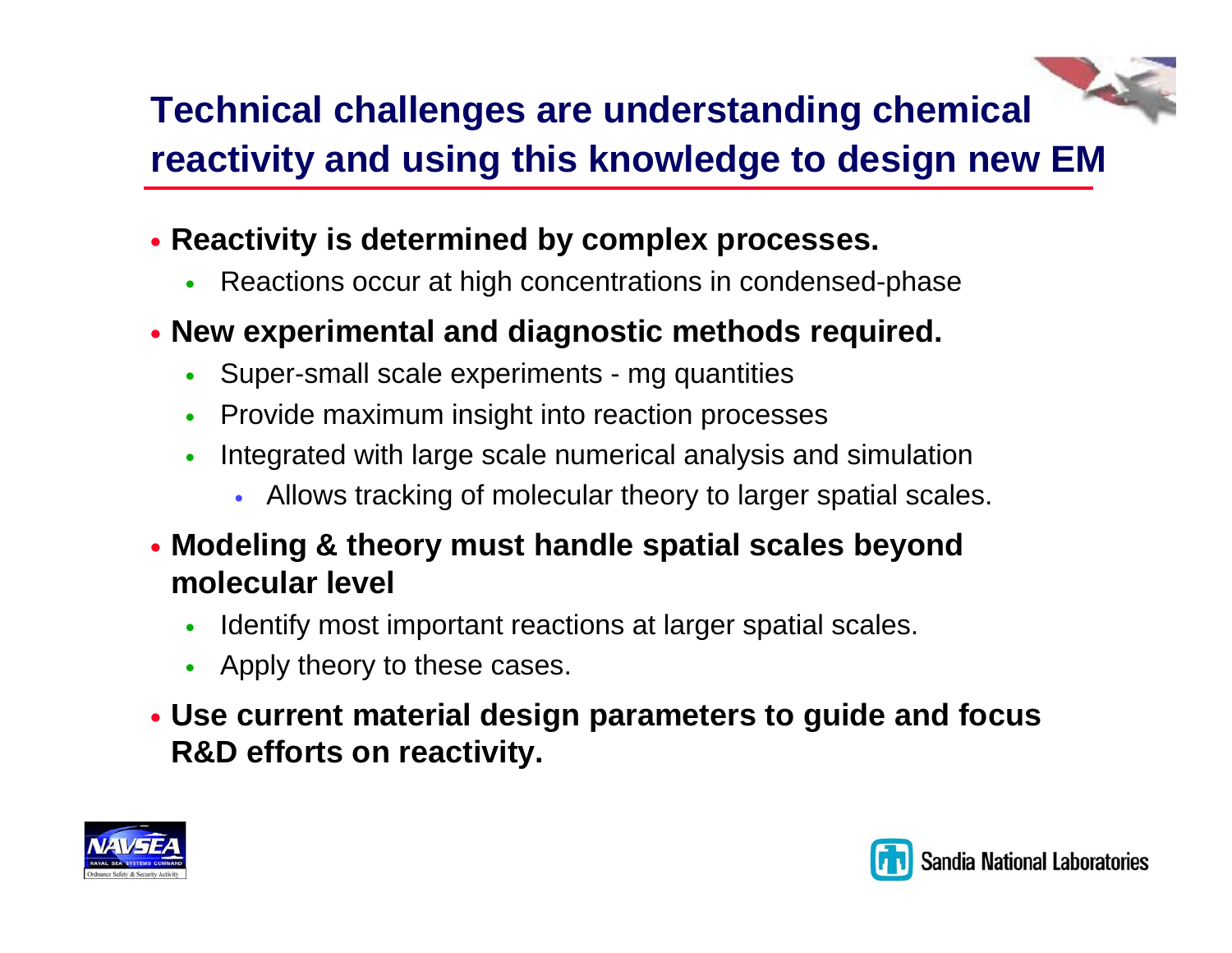# Technical challenges are understanding chemical reactivity and using this knowledge to design new EM

- **Reactivity is determined by complex processes.**
  - Reactions occur at high concentrations in condensed-phase
- **New experimental and diagnostic methods required.**
  - Super-small scale experiments - mg quantities
  - Provide maximum insight into reaction processes
  - Integrated with large scale numerical analysis and simulation
    - Allows tracking of molecular theory to larger spatial scales.
- **Modeling & theory must handle spatial scales beyond molecular level**
  - Identify most important reactions at larger spatial scales.
  - Apply theory to these cases.
- **Use current material design parameters to guide and focus R&D efforts on reactivity.**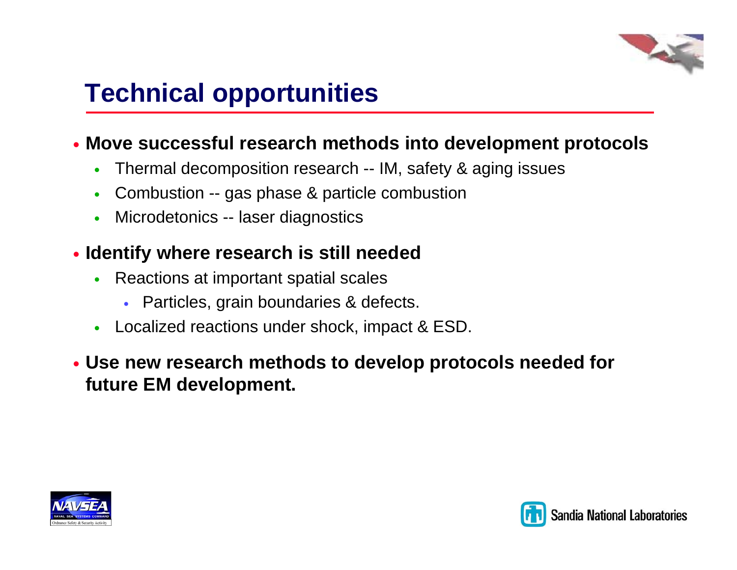# Technical opportunities

- **Move successful research methods into development protocols**
  - Thermal decomposition research -- IM, safety & aging issues
  - Combustion -- gas phase & particle combustion
  - Microdetonics -- laser diagnostics
- **Identify where research is still needed**
  - Reactions at important spatial scales
    - Particles, grain boundaries & defects.
  - Localized reactions under shock, impact & ESD.
- **Use new research methods to develop protocols needed for future EM development.**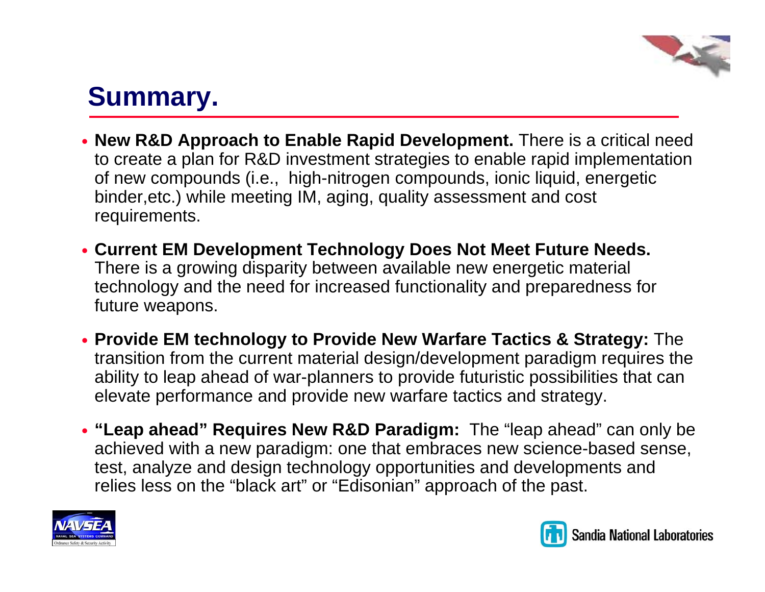# Summary.

- **New R&D Approach to Enable Rapid Development.** There is a critical need to create a plan for R&D investment strategies to enable rapid implementation of new compounds (i.e., high-nitrogen compounds, ionic liquid, energetic binder,etc.) while meeting IM, aging, quality assessment and cost requirements.
- **Current EM Development Technology Does Not Meet Future Needs.** There is a growing disparity between available new energetic material technology and the need for increased functionality and preparedness for future weapons.
- **Provide EM technology to Provide New Warfare Tactics & Strategy:** The transition from the current material design/development paradigm requires the ability to leap ahead of war-planners to provide futuristic possibilities that can elevate performance and provide new warfare tactics and strategy.
- **"Leap ahead" Requires New R&D Paradigm:** The "leap ahead" can only be achieved with a new paradigm: one that embraces new science-based sense, test, analyze and design technology opportunities and developments and relies less on the "black art" or "Edisonian" approach of the past.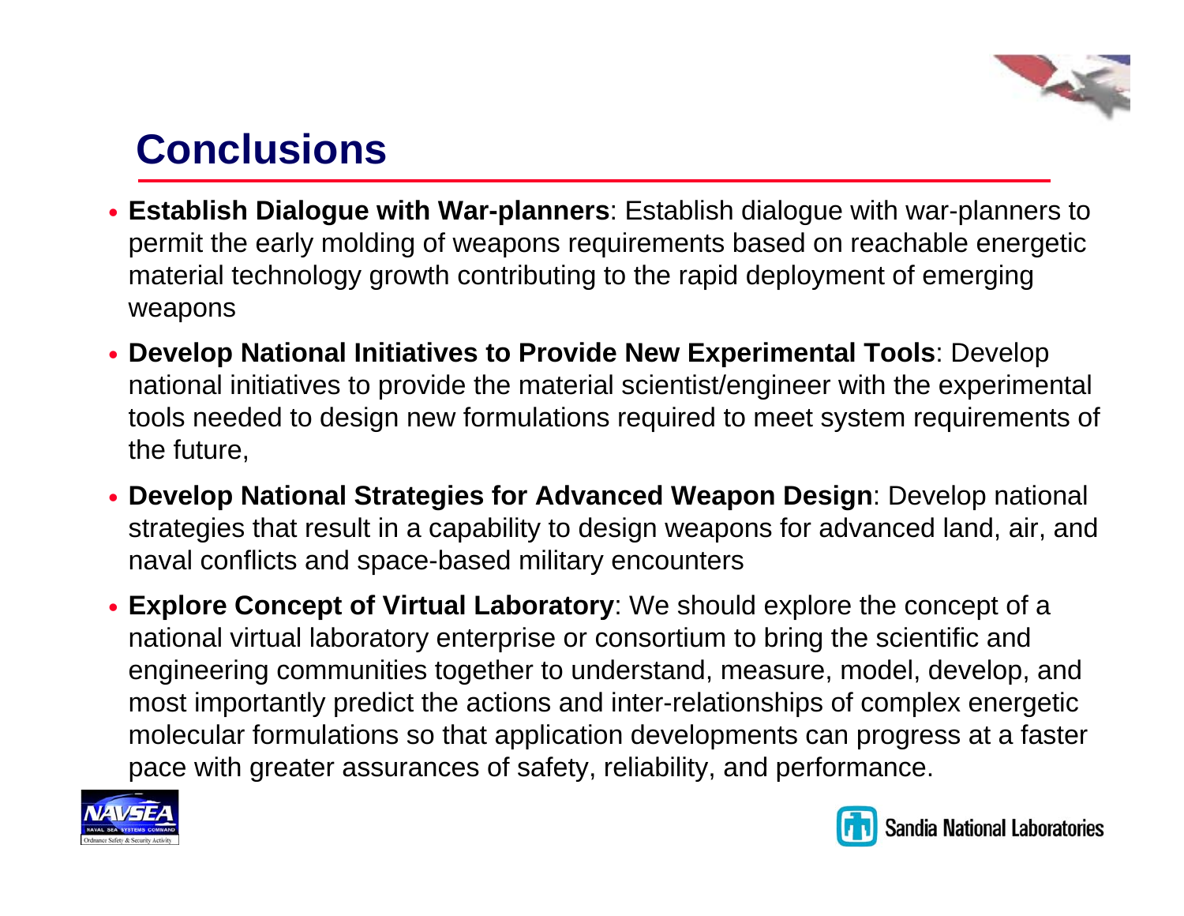# Conclusions

- **Establish Dialogue with War-planners**: Establish dialogue with war-planners to permit the early molding of weapons requirements based on reachable energetic material technology growth contributing to the rapid deployment of emerging weapons
- **Develop National Initiatives to Provide New Experimental Tools**: Develop national initiatives to provide the material scientist/engineer with the experimental tools needed to design new formulations required to meet system requirements of the future,
- **Develop National Strategies for Advanced Weapon Design**: Develop national strategies that result in a capability to design weapons for advanced land, air, and naval conflicts and space-based military encounters
- **Explore Concept of Virtual Laboratory**: We should explore the concept of a national virtual laboratory enterprise or consortium to bring the scientific and engineering communities together to understand, measure, model, develop, and most importantly predict the actions and inter-relationships of complex energetic molecular formulations so that application developments can progress at a faster pace with greater assurances of safety, reliability, and performance.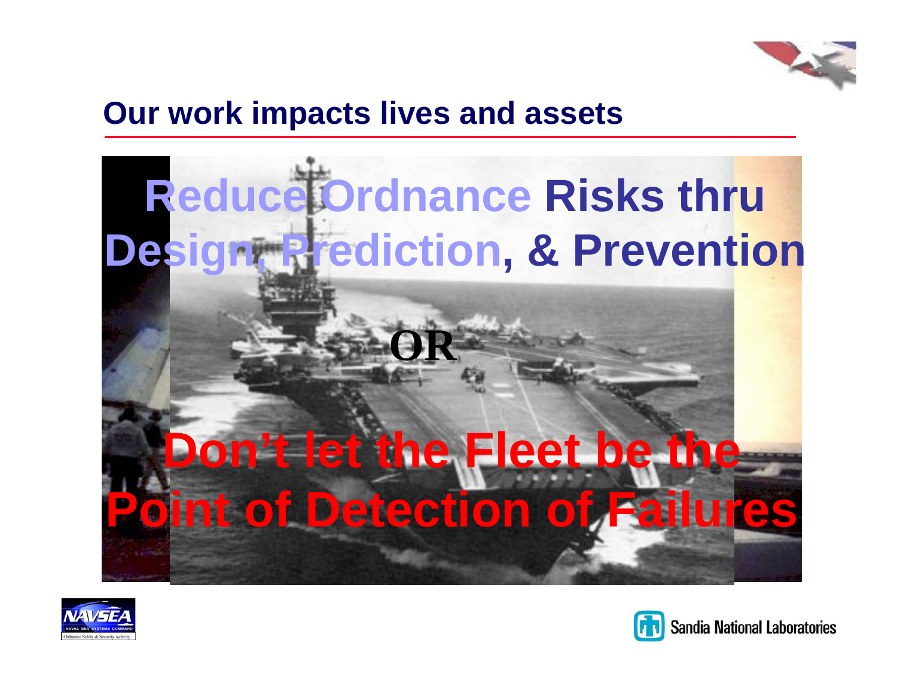## Our work impacts lives and assets

**Reduce Ordnance Risks thru Design, Prediction, & Prevention**

**OR**

**Don't let the Fleet be the Point of Detection of Failures**